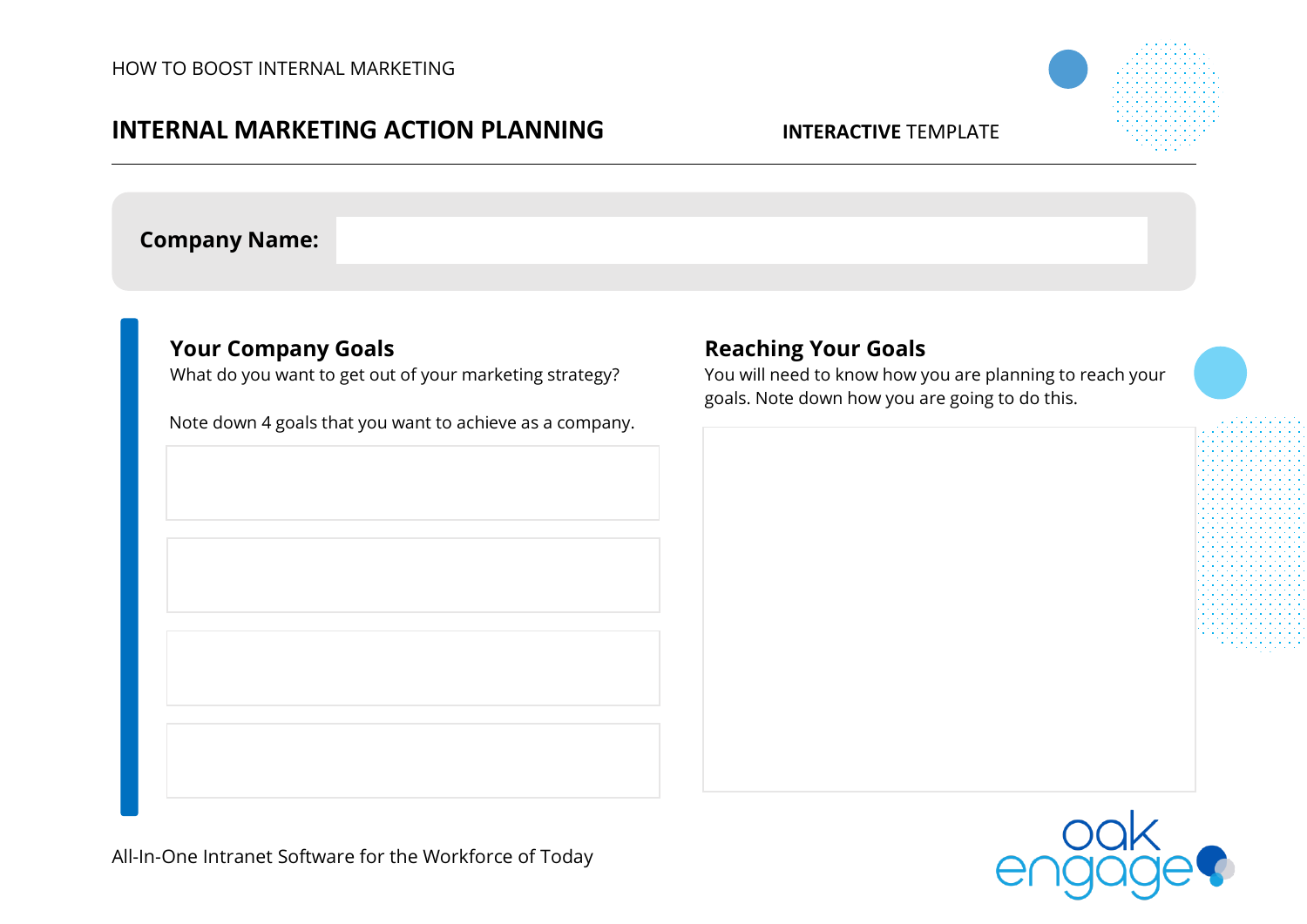HOW TO BOOST INTERNAL MARKETING

# INTERNAL MARKETING ACTION PLANNING

**INTERACTIVE** TEMPLATE

**Company Name:**

## Your Company Goals

What do you want to get out of your marketing strategy?

Note down 4 goals that you want to achieve as a company.

## Reaching Your Goals

You will need to know how you are planning to reach your goals. Note down how you are going to do this.

All-In-One Intranet Software for the Workforce of Today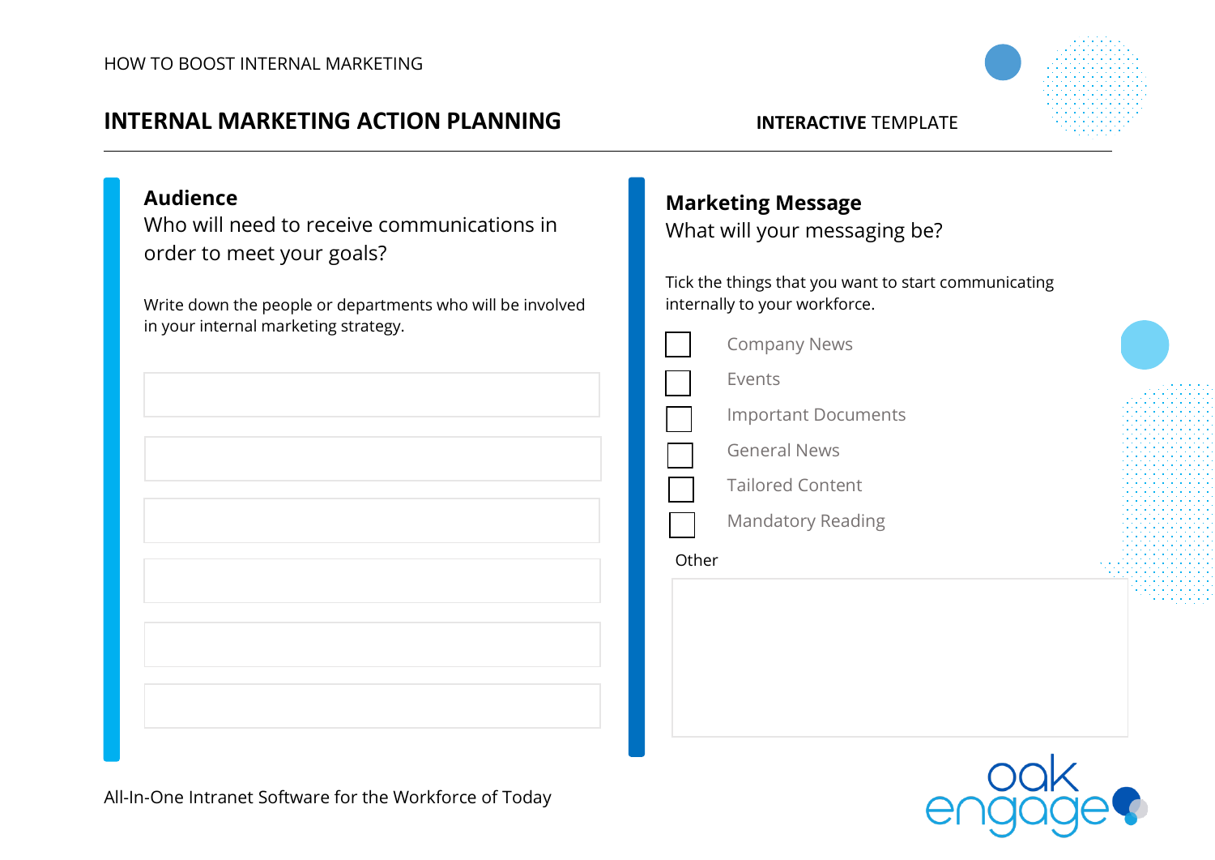HOW TO BOOST INTERNAL MARKETING

# INTERNAL MARKETING ACTION PLANNING

**INTERACTIVE** TEMPLATE

## Audience

Who will need to receive communications in order to meet your goals?

Write down the people or departments who will be involved in your internal marketing strategy.

## Marketing Message

What will your messaging be?

Tick the things that you want to start communicating internally to your workforce.

- [ ] Company News
- [ ] Events
- [ ] Important Documents
- [ ] General News
- [ ] Tailored Content
- [ ] Mandatory Reading

Other

All-In-One Intranet Software for the Workforce of Today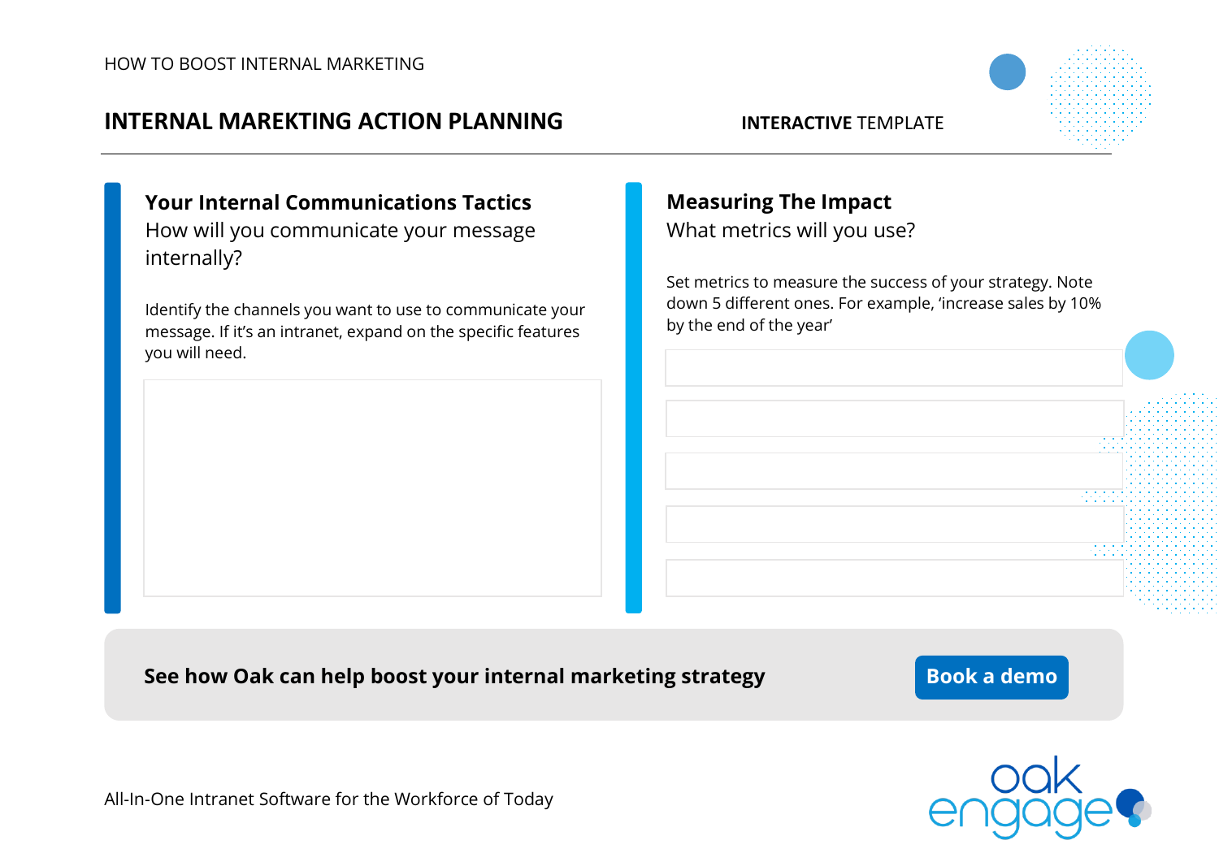HOW TO BOOST INTERNAL MARKETING

# INTERNAL MAREKTING ACTION PLANNING

**INTERACTIVE** TEMPLATE

## Your Internal Communications Tactics

How will you communicate your message internally?

Identify the channels you want to use to communicate your message. If it's an intranet, expand on the specific features you will need.

## Measuring The Impact

What metrics will you use?

Set metrics to measure the success of your strategy. Note down 5 different ones. For example, 'increase sales by 10% by the end of the year'

**See how Oak can help boost your internal marketing strategy**

**Book a demo**

All-In-One Intranet Software for the Workforce of Today

oak engage